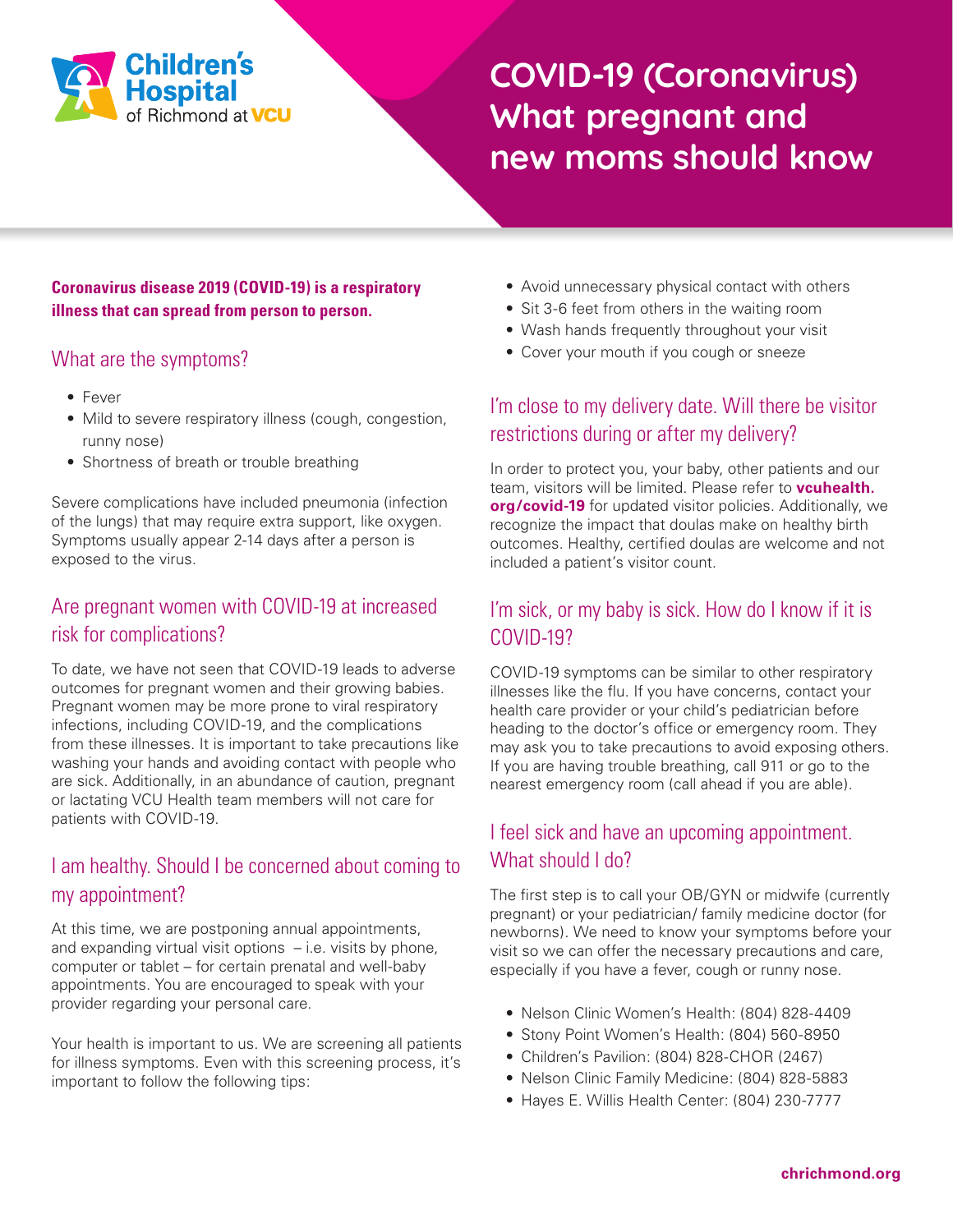Children's Hospital of Richmond at VCU

# COVID-19 (Coronavirus) What pregnant and new moms should know

**Coronavirus disease 2019 (COVID-19) is a respiratory illness that can spread from person to person.**

## What are the symptoms?

- Fever
- Mild to severe respiratory illness (cough, congestion, runny nose)
- Shortness of breath or trouble breathing

Severe complications have included pneumonia (infection of the lungs) that may require extra support, like oxygen. Symptoms usually appear 2-14 days after a person is exposed to the virus.

## Are pregnant women with COVID-19 at increased risk for complications?

To date, we have not seen that COVID-19 leads to adverse outcomes for pregnant women and their growing babies. Pregnant women may be more prone to viral respiratory infections, including COVID-19, and the complications from these illnesses. It is important to take precautions like washing your hands and avoiding contact with people who are sick. Additionally, in an abundance of caution, pregnant or lactating VCU Health team members will not care for patients with COVID-19.

## I am healthy. Should I be concerned about coming to my appointment?

At this time, we are postponing annual appointments, and expanding virtual visit options – i.e. visits by phone, computer or tablet – for certain prenatal and well-baby appointments. You are encouraged to speak with your provider regarding your personal care.

Your health is important to us. We are screening all patients for illness symptoms. Even with this screening process, it's important to follow the following tips:

- Avoid unnecessary physical contact with others
- Sit 3-6 feet from others in the waiting room
- Wash hands frequently throughout your visit
- Cover your mouth if you cough or sneeze

## I'm close to my delivery date. Will there be visitor restrictions during or after my delivery?

In order to protect you, your baby, other patients and our team, visitors will be limited. Please refer to **vcuhealth.org/covid-19** for updated visitor policies. Additionally, we recognize the impact that doulas make on healthy birth outcomes. Healthy, certified doulas are welcome and not included a patient's visitor count.

## I'm sick, or my baby is sick. How do I know if it is COVID-19?

COVID-19 symptoms can be similar to other respiratory illnesses like the flu. If you have concerns, contact your health care provider or your child's pediatrician before heading to the doctor's office or emergency room. They may ask you to take precautions to avoid exposing others. If you are having trouble breathing, call 911 or go to the nearest emergency room (call ahead if you are able).

## I feel sick and have an upcoming appointment. What should I do?

The first step is to call your OB/GYN or midwife (currently pregnant) or your pediatrician/ family medicine doctor (for newborns). We need to know your symptoms before your visit so we can offer the necessary precautions and care, especially if you have a fever, cough or runny nose.

- Nelson Clinic Women's Health: (804) 828-4409
- Stony Point Women's Health: (804) 560-8950
- Children's Pavilion: (804) 828-CHOR (2467)
- Nelson Clinic Family Medicine: (804) 828-5883
- Hayes E. Willis Health Center: (804) 230-7777

**chrichmond.org**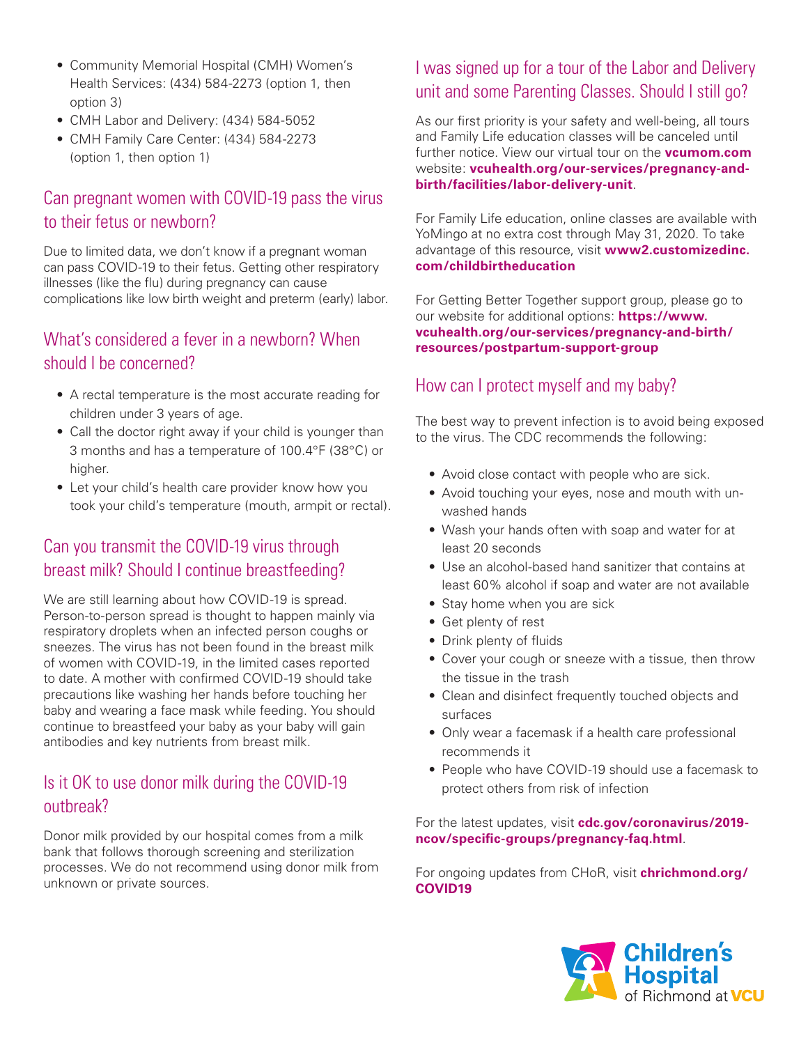- Community Memorial Hospital (CMH) Women's Health Services: (434) 584-2273 (option 1, then option 3)
- CMH Labor and Delivery: (434) 584-5052
- CMH Family Care Center: (434) 584-2273 (option 1, then option 1)

## Can pregnant women with COVID-19 pass the virus to their fetus or newborn?

Due to limited data, we don't know if a pregnant woman can pass COVID-19 to their fetus. Getting other respiratory illnesses (like the flu) during pregnancy can cause complications like low birth weight and preterm (early) labor.

## What's considered a fever in a newborn? When should I be concerned?

- A rectal temperature is the most accurate reading for children under 3 years of age.
- Call the doctor right away if your child is younger than 3 months and has a temperature of 100.4°F (38°C) or higher.
- Let your child's health care provider know how you took your child's temperature (mouth, armpit or rectal).

## Can you transmit the COVID-19 virus through breast milk? Should I continue breastfeeding?

We are still learning about how COVID-19 is spread. Person-to-person spread is thought to happen mainly via respiratory droplets when an infected person coughs or sneezes. The virus has not been found in the breast milk of women with COVID-19, in the limited cases reported to date. A mother with confirmed COVID-19 should take precautions like washing her hands before touching her baby and wearing a face mask while feeding. You should continue to breastfeed your baby as your baby will gain antibodies and key nutrients from breast milk.

## Is it OK to use donor milk during the COVID-19 outbreak?

Donor milk provided by our hospital comes from a milk bank that follows thorough screening and sterilization processes. We do not recommend using donor milk from unknown or private sources.

## I was signed up for a tour of the Labor and Delivery unit and some Parenting Classes. Should I still go?

As our first priority is your safety and well-being, all tours and Family Life education classes will be canceled until further notice. View our virtual tour on the **vcumom.com** website: **vcuhealth.org/our-services/pregnancy-and-birth/facilities/labor-delivery-unit**.

For Family Life education, online classes are available with YoMingo at no extra cost through May 31, 2020. To take advantage of this resource, visit **www2.customizedinc.com/childbirtheducation**

For Getting Better Together support group, please go to our website for additional options: **https://www.vcuhealth.org/our-services/pregnancy-and-birth/resources/postpartum-support-group**

## How can I protect myself and my baby?

The best way to prevent infection is to avoid being exposed to the virus. The CDC recommends the following:

- Avoid close contact with people who are sick.
- Avoid touching your eyes, nose and mouth with unwashed hands
- Wash your hands often with soap and water for at least 20 seconds
- Use an alcohol-based hand sanitizer that contains at least 60% alcohol if soap and water are not available
- Stay home when you are sick
- Get plenty of rest
- Drink plenty of fluids
- Cover your cough or sneeze with a tissue, then throw the tissue in the trash
- Clean and disinfect frequently touched objects and surfaces
- Only wear a facemask if a health care professional recommends it
- People who have COVID-19 should use a facemask to protect others from risk of infection

For the latest updates, visit **cdc.gov/coronavirus/2019-ncov/specific-groups/pregnancy-faq.html**.

For ongoing updates from CHoR, visit **chrichmond.org/COVID19**

Children's Hospital of Richmond at VCU